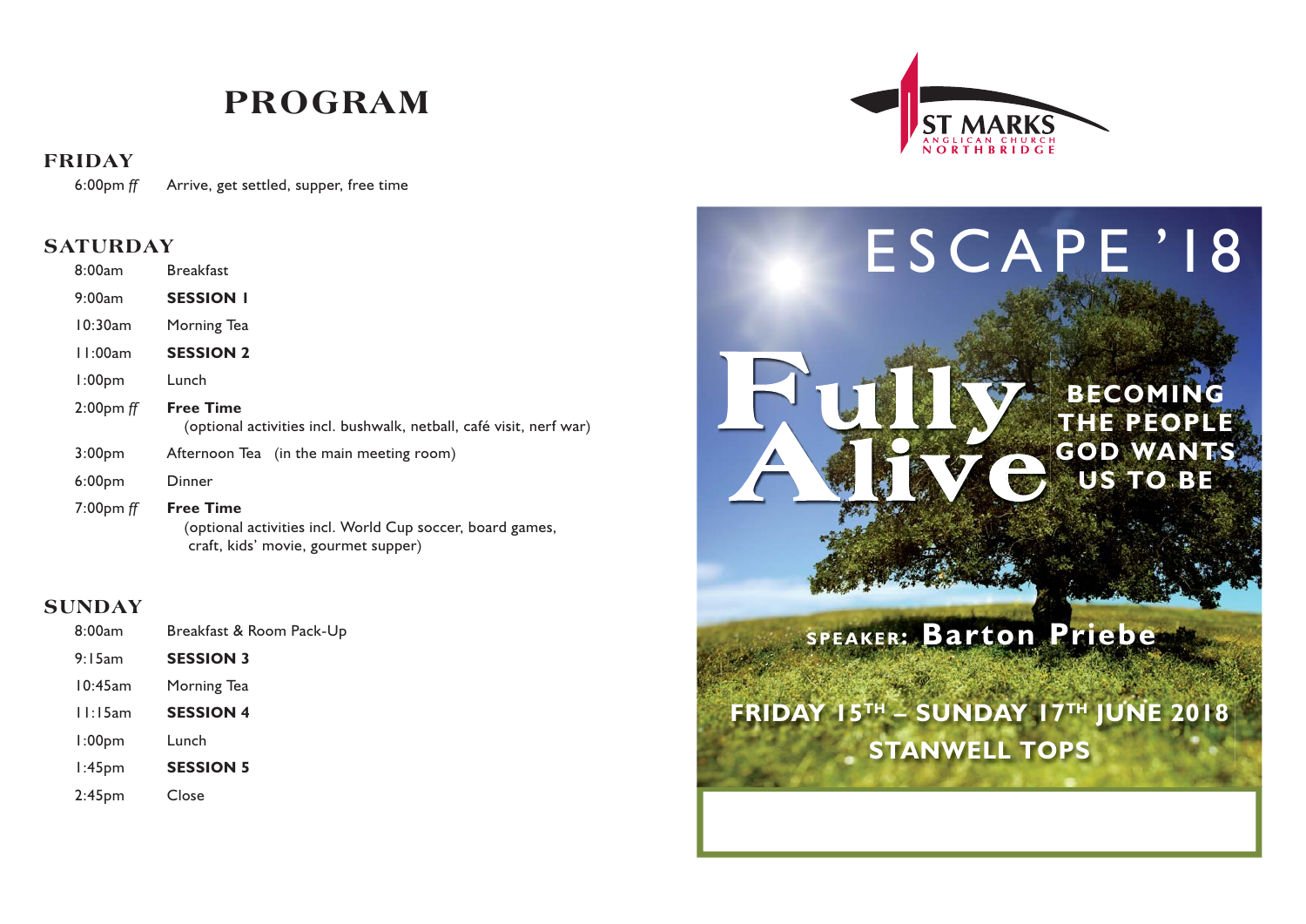# PROGRAM

## FRIDAY

| | |
|---|---|
| 6:00pm *ff* | Arrive, get settled, supper, free time |

## SATURDAY

| | |
|---|---|
| 8:00am | Breakfast |
| 9:00am | **SESSION 1** |
| 10:30am | Morning Tea |
| 11:00am | **SESSION 2** |
| 1:00pm | Lunch |
| 2:00pm *ff* | **Free Time** (optional activities incl. bushwalk, netball, café visit, nerf war) |
| 3:00pm | Afternoon Tea (in the main meeting room) |
| 6:00pm | Dinner |
| 7:00pm *ff* | **Free Time** (optional activities incl. World Cup soccer, board games, craft, kids' movie, gourmet supper) |

## SUNDAY

| | |
|---|---|
| 8:00am | Breakfast & Room Pack-Up |
| 9:15am | **SESSION 3** |
| 10:45am | Morning Tea |
| 11:15am | **SESSION 4** |
| 1:00pm | Lunch |
| 1:45pm | **SESSION 5** |
| 2:45pm | Close |

ST MARKS
ANGLICAN CHURCH
NORTHBRIDGE

# ESCAPE '18

# Fully Alive

**BECOMING THE PEOPLE GOD WANTS US TO BE**

SPEAKER: **Barton Priebe**

**FRIDAY 15TH – SUNDAY 17TH JUNE 2018**

**STANWELL TOPS**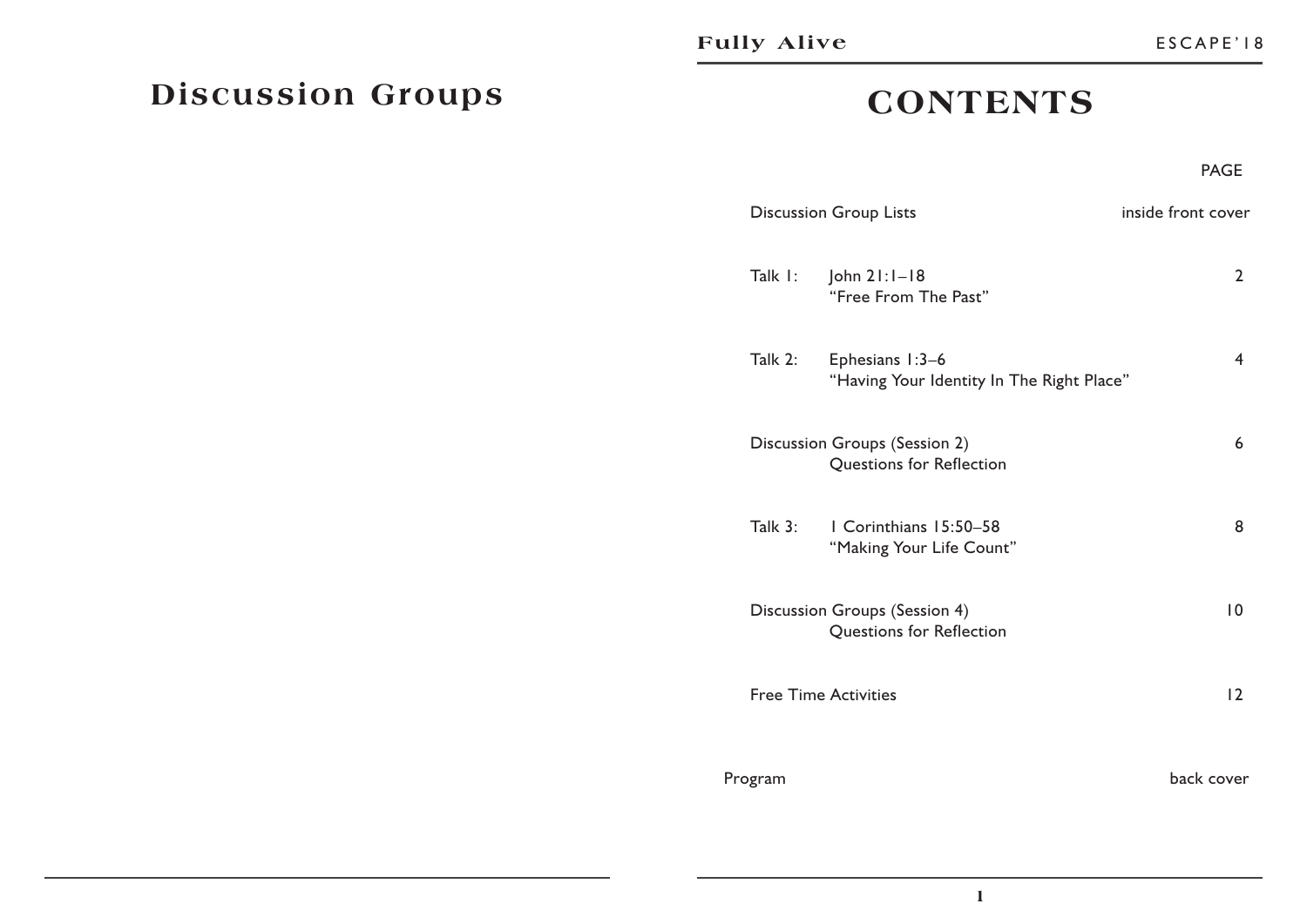# Discussion Groups

# CONTENTS

| | | PAGE |
|---|---|---|
| Discussion Group Lists | | inside front cover |
| Talk 1: | John 21:1–18<br>"Free From The Past" | 2 |
| Talk 2: | Ephesians 1:3–6<br>"Having Your Identity In The Right Place" | 4 |
| Discussion Groups (Session 2) | Questions for Reflection | 6 |
| Talk 3: | 1 Corinthians 15:50–58<br>"Making Your Life Count" | 8 |
| Discussion Groups (Session 4) | Questions for Reflection | 10 |
| Free Time Activities | | 12 |
| Program | | back cover |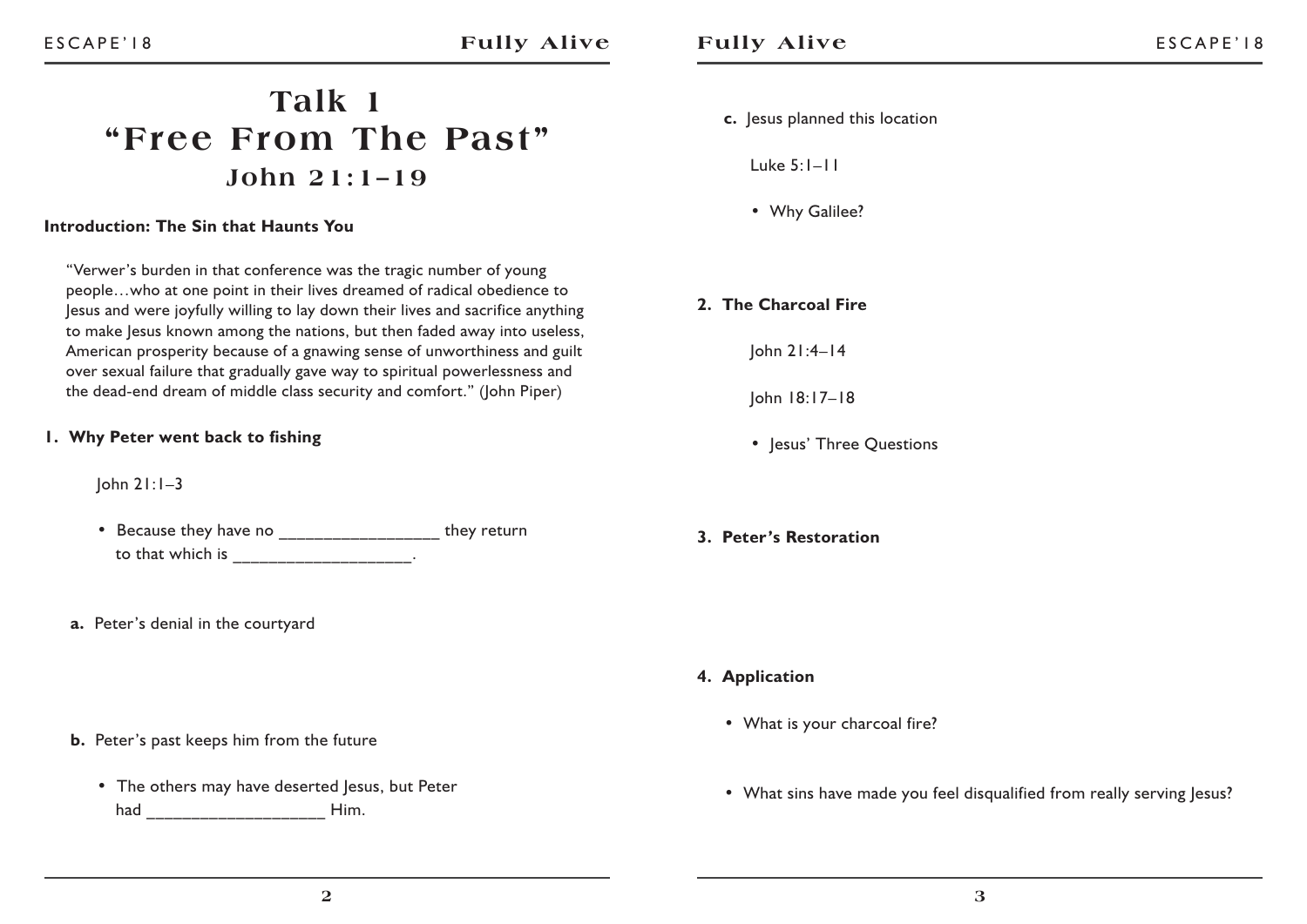# Talk 1
# "Free From The Past"
## John 21:1–19

**Introduction: The Sin that Haunts You**

"Verwer's burden in that conference was the tragic number of young people…who at one point in their lives dreamed of radical obedience to Jesus and were joyfully willing to lay down their lives and sacrifice anything to make Jesus known among the nations, but then faded away into useless, American prosperity because of a gnawing sense of unworthiness and guilt over sexual failure that gradually gave way to spiritual powerlessness and the dead-end dream of middle class security and comfort." (John Piper)

**1. Why Peter went back to fishing**

John 21:1–3

- Because they have no _________________ they return to that which is ___________________.

**a.** Peter's denial in the courtyard

**b.** Peter's past keeps him from the future

- The others may have deserted Jesus, but Peter had ___________________ Him.

**c.** Jesus planned this location

Luke 5:1–11

- Why Galilee?

**2. The Charcoal Fire**

John 21:4–14

John 18:17–18

- Jesus' Three Questions

**3. Peter's Restoration**

**4. Application**

- What is your charcoal fire?
- What sins have made you feel disqualified from really serving Jesus?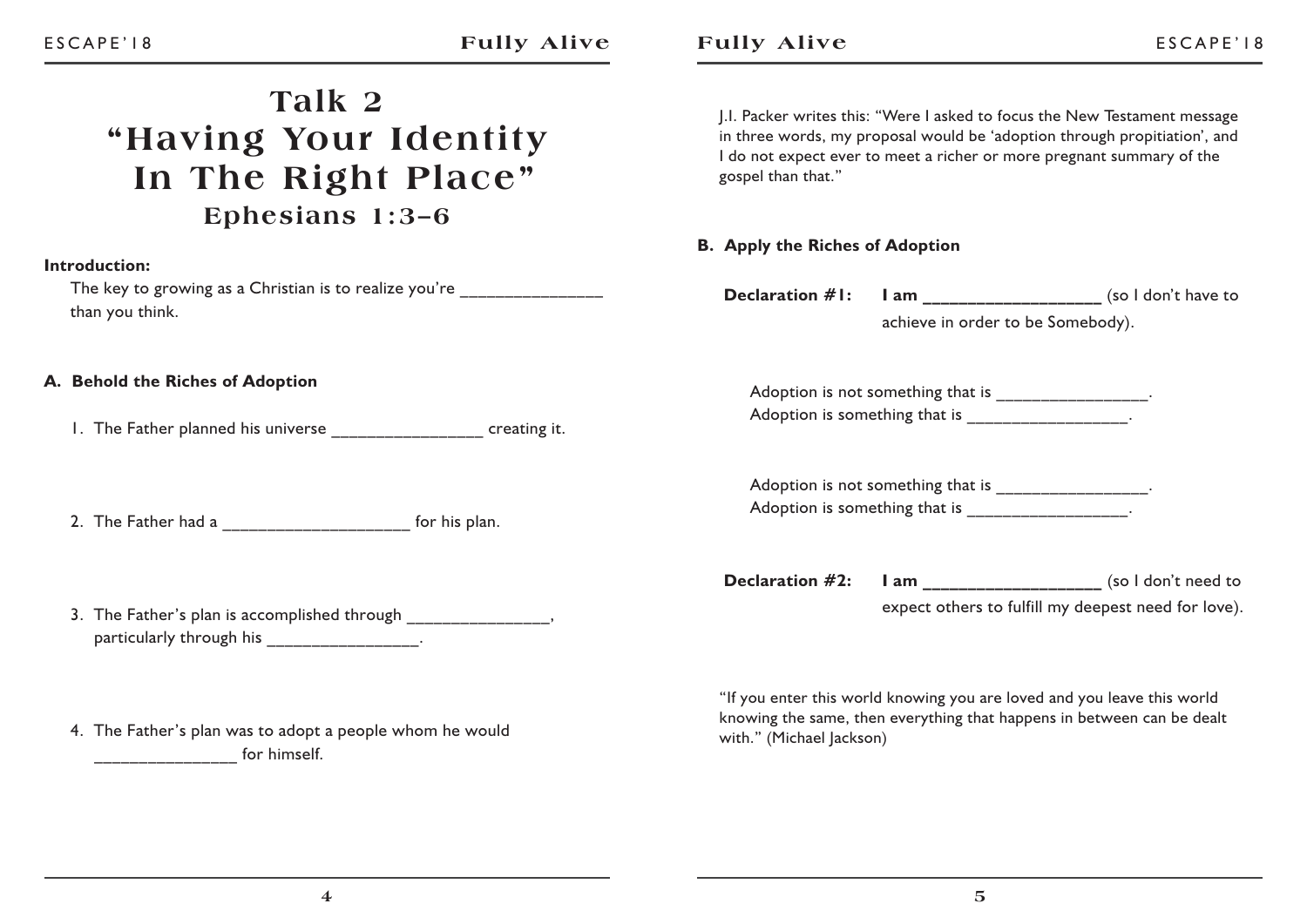# Talk 2
# "Having Your Identity In The Right Place"
## Ephesians 1:3–6

**Introduction:**

The key to growing as a Christian is to realize you're _______________ than you think.

**A. Behold the Riches of Adoption**

1. The Father planned his universe ________________ creating it.

2. The Father had a ____________________ for his plan.

3. The Father's plan is accomplished through _______________, particularly through his ________________.

4. The Father's plan was to adopt a people whom he would _______________ for himself.

J.I. Packer writes this: "Were I asked to focus the New Testament message in three words, my proposal would be 'adoption through propitiation', and I do not expect ever to meet a richer or more pregnant summary of the gospel than that."

**B. Apply the Riches of Adoption**

**Declaration #1:** **I am ___________________** (so I don't have to achieve in order to be Somebody).

Adoption is not something that is ________________.
Adoption is something that is _________________.

Adoption is not something that is ________________.
Adoption is something that is _________________.

**Declaration #2:** **I am ___________________** (so I don't need to expect others to fulfill my deepest need for love).

"If you enter this world knowing you are loved and you leave this world knowing the same, then everything that happens in between can be dealt with." (Michael Jackson)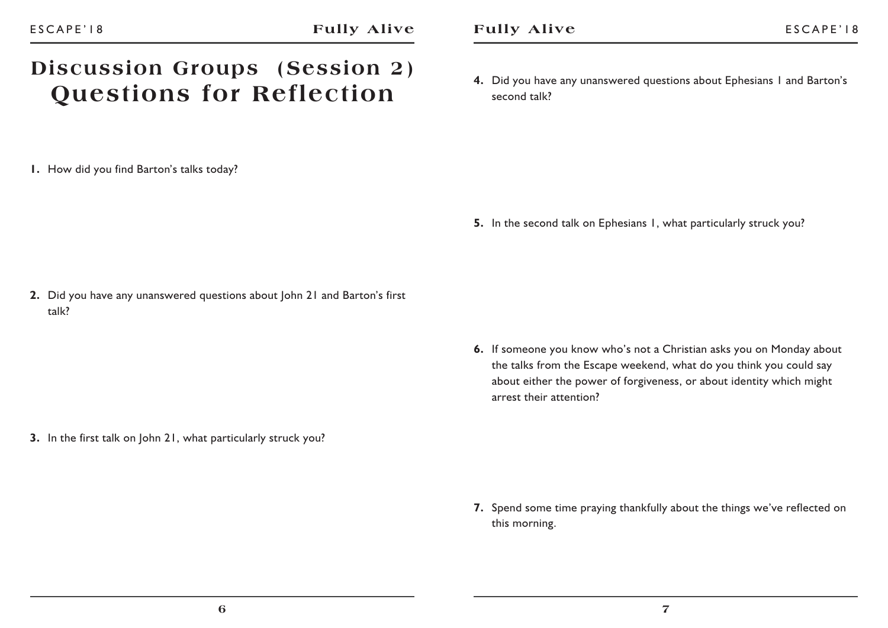# Discussion Groups (Session 2)
# Questions for Reflection

**1.** How did you find Barton's talks today?

**2.** Did you have any unanswered questions about John 21 and Barton's first talk?

**3.** In the first talk on John 21, what particularly struck you?

**4.** Did you have any unanswered questions about Ephesians 1 and Barton's second talk?

**5.** In the second talk on Ephesians 1, what particularly struck you?

**6.** If someone you know who's not a Christian asks you on Monday about the talks from the Escape weekend, what do you think you could say about either the power of forgiveness, or about identity which might arrest their attention?

**7.** Spend some time praying thankfully about the things we've reflected on this morning.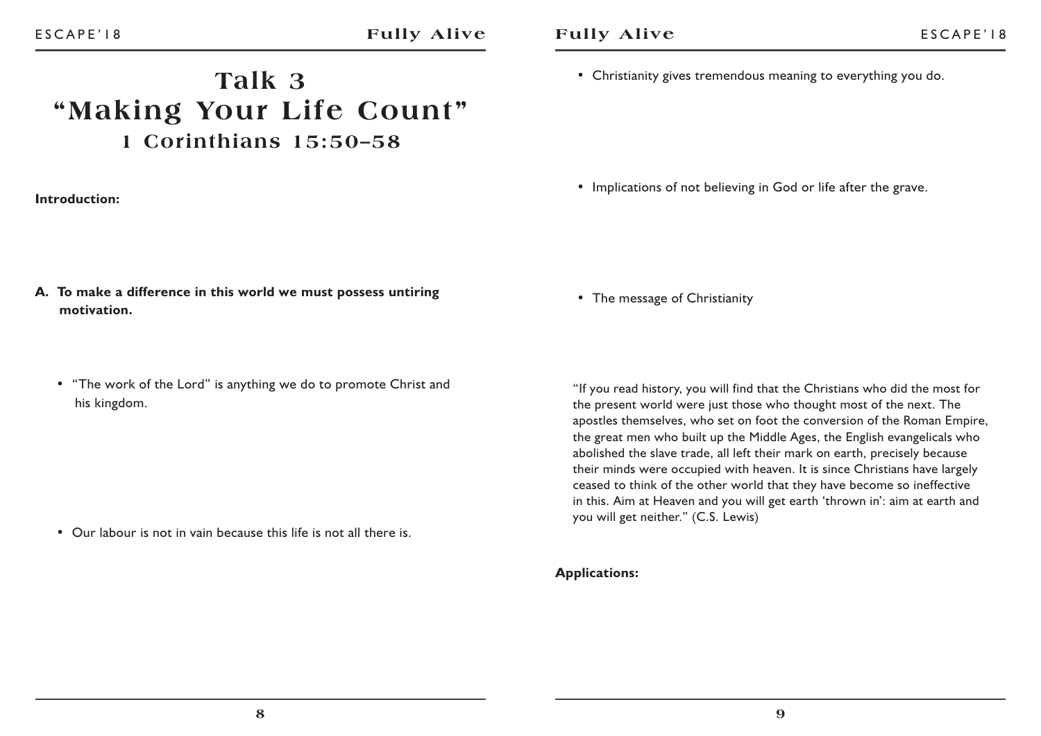# Talk 3
## "Making Your Life Count"
### 1 Corinthians 15:50–58

**Introduction:**

**A. To make a difference in this world we must possess untiring motivation.**

- "The work of the Lord" is anything we do to promote Christ and his kingdom.

- Our labour is not in vain because this life is not all there is.

- Christianity gives tremendous meaning to everything you do.

- Implications of not believing in God or life after the grave.

- The message of Christianity

"If you read history, you will find that the Christians who did the most for the present world were just those who thought most of the next. The apostles themselves, who set on foot the conversion of the Roman Empire, the great men who built up the Middle Ages, the English evangelicals who abolished the slave trade, all left their mark on earth, precisely because their minds were occupied with heaven. It is since Christians have largely ceased to think of the other world that they have become so ineffective in this. Aim at Heaven and you will get earth 'thrown in': aim at earth and you will get neither." (C.S. Lewis)

**Applications:**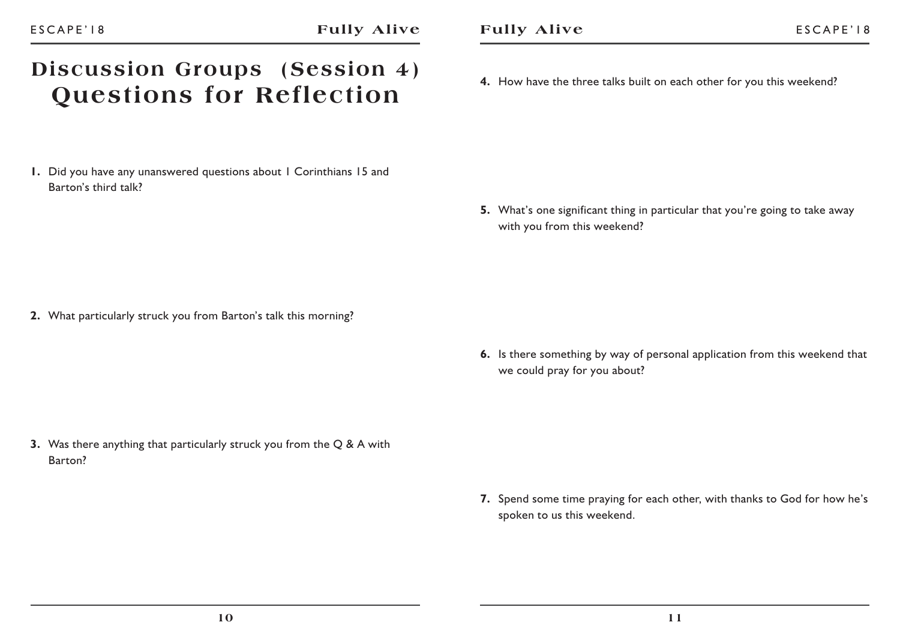# Discussion Groups (Session 4)
# Questions for Reflection

**1.** Did you have any unanswered questions about 1 Corinthians 15 and Barton's third talk?

**2.** What particularly struck you from Barton's talk this morning?

**3.** Was there anything that particularly struck you from the Q & A with Barton?

**4.** How have the three talks built on each other for you this weekend?

**5.** What's one significant thing in particular that you're going to take away with you from this weekend?

**6.** Is there something by way of personal application from this weekend that we could pray for you about?

**7.** Spend some time praying for each other, with thanks to God for how he's spoken to us this weekend.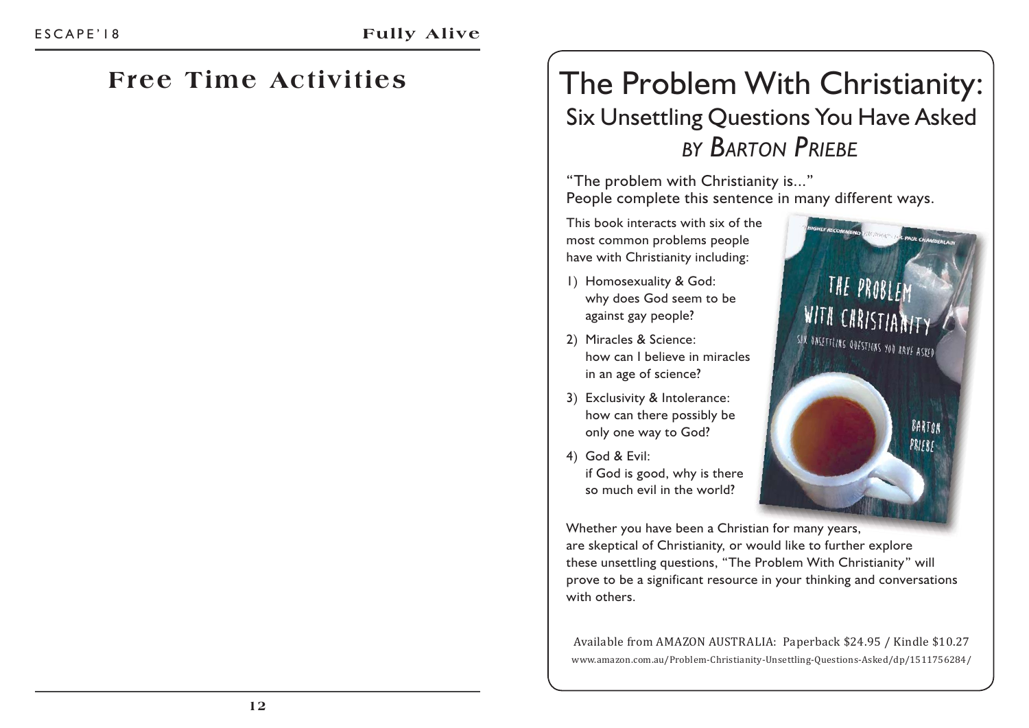# Free Time Activities

# The Problem With Christianity:

## Six Unsettling Questions You Have Asked

## *BY BARTON PRIEBE*

"The problem with Christianity is..."
People complete this sentence in many different ways.

This book interacts with six of the most common problems people have with Christianity including:

1) Homosexuality & God:
   why does God seem to be against gay people?
2) Miracles & Science:
   how can I believe in miracles in an age of science?
3) Exclusivity & Intolerance:
   how can there possibly be only one way to God?
4) God & Evil:
   if God is good, why is there so much evil in the world?

Whether you have been a Christian for many years, are skeptical of Christianity, or would like to further explore these unsettling questions, "The Problem With Christianity" will prove to be a significant resource in your thinking and conversations with others.

Available from AMAZON AUSTRALIA: Paperback $24.95 / Kindle $10.27
www.amazon.com.au/Problem-Christianity-Unsettling-Questions-Asked/dp/1511756284/